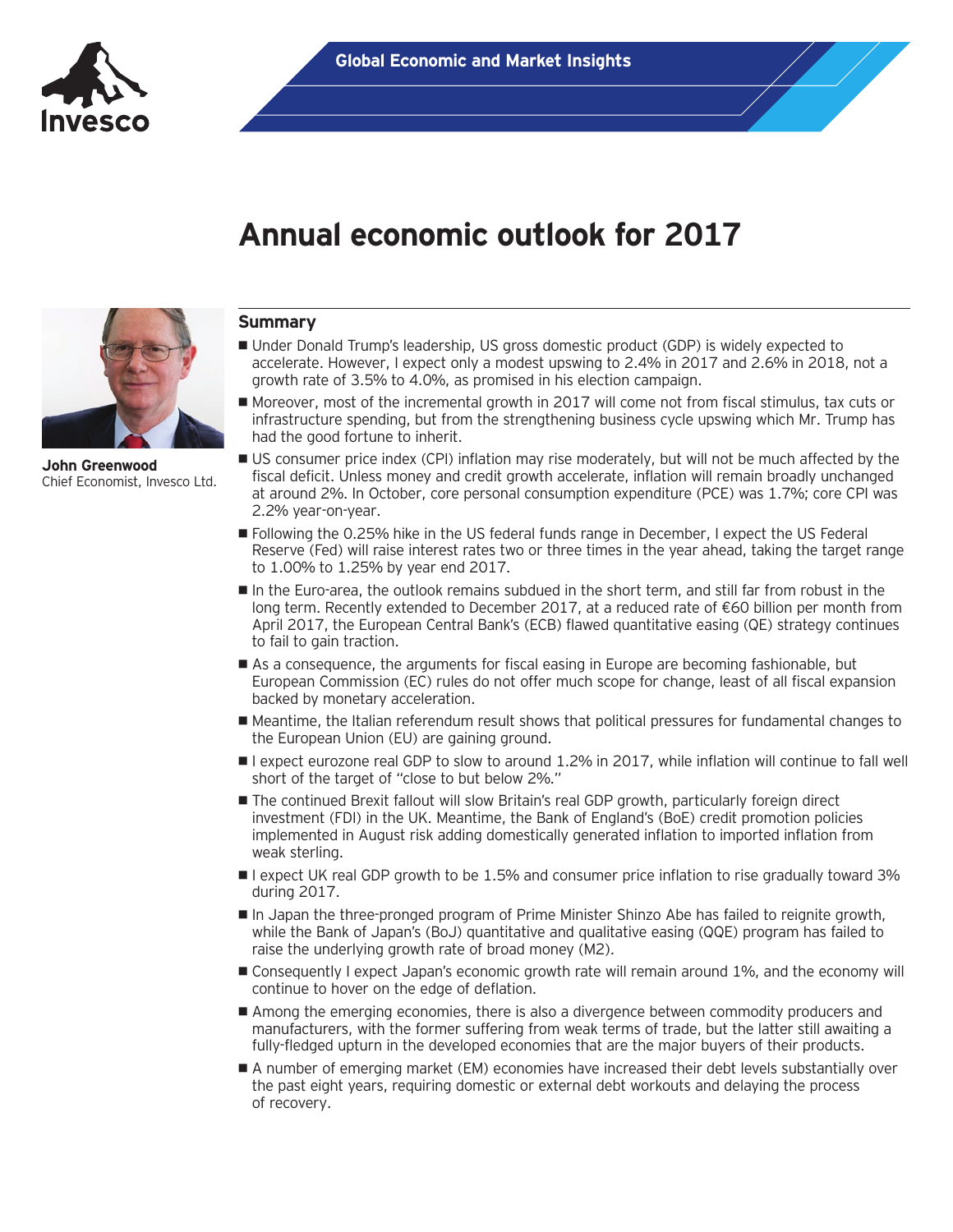Global Economic and Market Insights

# Annual economic outlook for 2017

**John Greenwood**
Chief Economist, Invesco Ltd.

## Summary

- Under Donald Trump's leadership, US gross domestic product (GDP) is widely expected to accelerate. However, I expect only a modest upswing to 2.4% in 2017 and 2.6% in 2018, not a growth rate of 3.5% to 4.0%, as promised in his election campaign.
- Moreover, most of the incremental growth in 2017 will come not from fiscal stimulus, tax cuts or infrastructure spending, but from the strengthening business cycle upswing which Mr. Trump has had the good fortune to inherit.
- US consumer price index (CPI) inflation may rise moderately, but will not be much affected by the fiscal deficit. Unless money and credit growth accelerate, inflation will remain broadly unchanged at around 2%. In October, core personal consumption expenditure (PCE) was 1.7%; core CPI was 2.2% year-on-year.
- Following the 0.25% hike in the US federal funds range in December, I expect the US Federal Reserve (Fed) will raise interest rates two or three times in the year ahead, taking the target range to 1.00% to 1.25% by year end 2017.
- In the Euro-area, the outlook remains subdued in the short term, and still far from robust in the long term. Recently extended to December 2017, at a reduced rate of €60 billion per month from April 2017, the European Central Bank's (ECB) flawed quantitative easing (QE) strategy continues to fail to gain traction.
- As a consequence, the arguments for fiscal easing in Europe are becoming fashionable, but European Commission (EC) rules do not offer much scope for change, least of all fiscal expansion backed by monetary acceleration.
- Meantime, the Italian referendum result shows that political pressures for fundamental changes to the European Union (EU) are gaining ground.
- I expect eurozone real GDP to slow to around 1.2% in 2017, while inflation will continue to fall well short of the target of "close to but below 2%."
- The continued Brexit fallout will slow Britain's real GDP growth, particularly foreign direct investment (FDI) in the UK. Meantime, the Bank of England's (BoE) credit promotion policies implemented in August risk adding domestically generated inflation to imported inflation from weak sterling.
- I expect UK real GDP growth to be 1.5% and consumer price inflation to rise gradually toward 3% during 2017.
- In Japan the three-pronged program of Prime Minister Shinzo Abe has failed to reignite growth, while the Bank of Japan's (BoJ) quantitative and qualitative easing (QQE) program has failed to raise the underlying growth rate of broad money (M2).
- Consequently I expect Japan's economic growth rate will remain around 1%, and the economy will continue to hover on the edge of deflation.
- Among the emerging economies, there is also a divergence between commodity producers and manufacturers, with the former suffering from weak terms of trade, but the latter still awaiting a fully-fledged upturn in the developed economies that are the major buyers of their products.
- A number of emerging market (EM) economies have increased their debt levels substantially over the past eight years, requiring domestic or external debt workouts and delaying the process of recovery.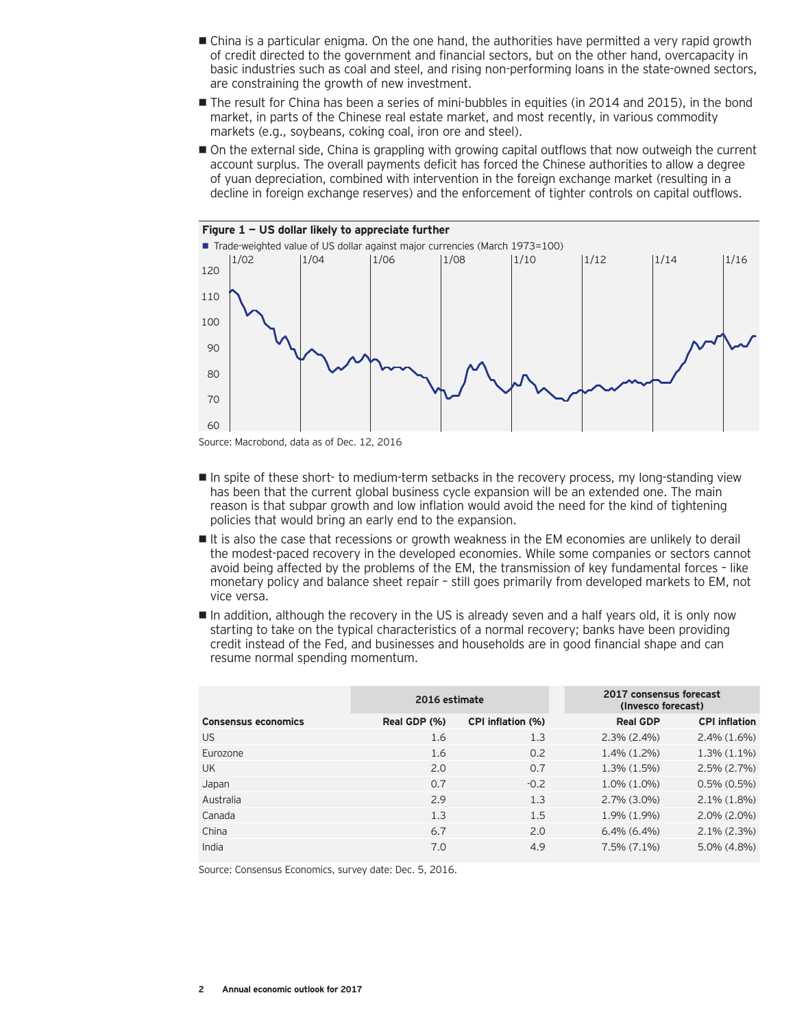- China is a particular enigma. On the one hand, the authorities have permitted a very rapid growth of credit directed to the government and financial sectors, but on the other hand, overcapacity in basic industries such as coal and steel, and rising non-performing loans in the state-owned sectors, are constraining the growth of new investment.
- The result for China has been a series of mini-bubbles in equities (in 2014 and 2015), in the bond market, in parts of the Chinese real estate market, and most recently, in various commodity markets (e.g., soybeans, coking coal, iron ore and steel).
- On the external side, China is grappling with growing capital outflows that now outweigh the current account surplus. The overall payments deficit has forced the Chinese authorities to allow a degree of yuan depreciation, combined with intervention in the foreign exchange market (resulting in a decline in foreign exchange reserves) and the enforcement of tighter controls on capital outflows.

**Figure 1 – US dollar likely to appreciate further**

Trade-weighted value of US dollar against major currencies (March 1973=100)

Source: Macrobond, data as of Dec. 12, 2016

- In spite of these short- to medium-term setbacks in the recovery process, my long-standing view has been that the current global business cycle expansion will be an extended one. The main reason is that subpar growth and low inflation would avoid the need for the kind of tightening policies that would bring an early end to the expansion.
- It is also the case that recessions or growth weakness in the EM economies are unlikely to derail the modest-paced recovery in the developed economies. While some companies or sectors cannot avoid being affected by the problems of the EM, the transmission of key fundamental forces – like monetary policy and balance sheet repair – still goes primarily from developed markets to EM, not vice versa.
- In addition, although the recovery in the US is already seven and a half years old, it is only now starting to take on the typical characteristics of a normal recovery; banks have been providing credit instead of the Fed, and businesses and households are in good financial shape and can resume normal spending momentum.

| | 2016 estimate | | 2017 consensus forecast (Invesco forecast) | |
|---|---|---|---|---|
| **Consensus economics** | **Real GDP (%)** | **CPI inflation (%)** | **Real GDP** | **CPI inflation** |
| US | 1.6 | 1.3 | 2.3% (2.4%) | 2.4% (1.6%) |
| Eurozone | 1.6 | 0.2 | 1.4% (1.2%) | 1.3% (1.1%) |
| UK | 2.0 | 0.7 | 1.3% (1.5%) | 2.5% (2.7%) |
| Japan | 0.7 | -0.2 | 1.0% (1.0%) | 0.5% (0.5%) |
| Australia | 2.9 | 1.3 | 2.7% (3.0%) | 2.1% (1.8%) |
| Canada | 1.3 | 1.5 | 1.9% (1.9%) | 2.0% (2.0%) |
| China | 6.7 | 2.0 | 6.4% (6.4%) | 2.1% (2.3%) |
| India | 7.0 | 4.9 | 7.5% (7.1%) | 5.0% (4.8%) |

Source: Consensus Economics, survey date: Dec. 5, 2016.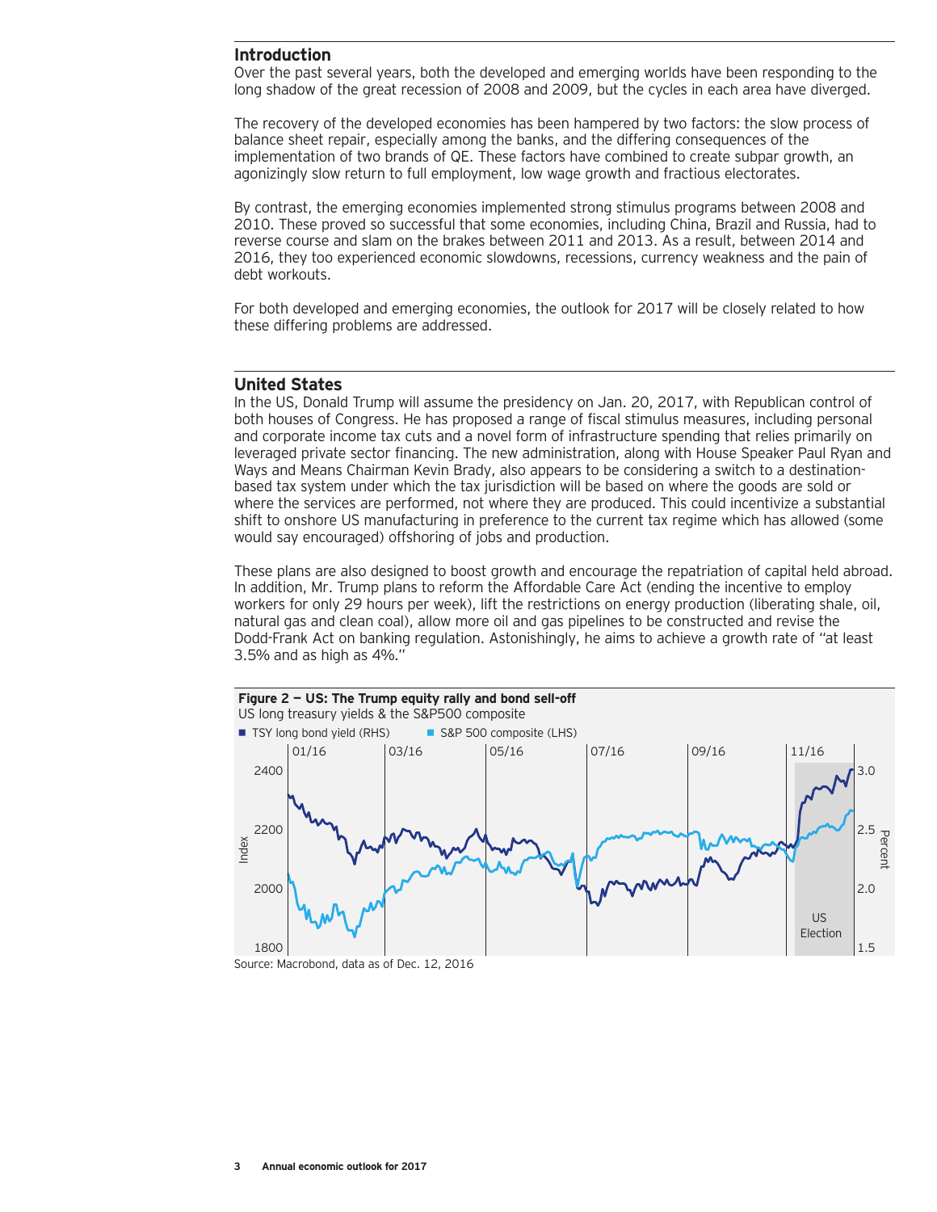## Introduction

Over the past several years, both the developed and emerging worlds have been responding to the long shadow of the great recession of 2008 and 2009, but the cycles in each area have diverged.

The recovery of the developed economies has been hampered by two factors: the slow process of balance sheet repair, especially among the banks, and the differing consequences of the implementation of two brands of QE. These factors have combined to create subpar growth, an agonizingly slow return to full employment, low wage growth and fractious electorates.

By contrast, the emerging economies implemented strong stimulus programs between 2008 and 2010. These proved so successful that some economies, including China, Brazil and Russia, had to reverse course and slam on the brakes between 2011 and 2013. As a result, between 2014 and 2016, they too experienced economic slowdowns, recessions, currency weakness and the pain of debt workouts.

For both developed and emerging economies, the outlook for 2017 will be closely related to how these differing problems are addressed.

## United States

In the US, Donald Trump will assume the presidency on Jan. 20, 2017, with Republican control of both houses of Congress. He has proposed a range of fiscal stimulus measures, including personal and corporate income tax cuts and a novel form of infrastructure spending that relies primarily on leveraged private sector financing. The new administration, along with House Speaker Paul Ryan and Ways and Means Chairman Kevin Brady, also appears to be considering a switch to a destination-based tax system under which the tax jurisdiction will be based on where the goods are sold or where the services are performed, not where they are produced. This could incentivize a substantial shift to onshore US manufacturing in preference to the current tax regime which has allowed (some would say encouraged) offshoring of jobs and production.

These plans are also designed to boost growth and encourage the repatriation of capital held abroad. In addition, Mr. Trump plans to reform the Affordable Care Act (ending the incentive to employ workers for only 29 hours per week), lift the restrictions on energy production (liberating shale, oil, natural gas and clean coal), allow more oil and gas pipelines to be constructed and revise the Dodd-Frank Act on banking regulation. Astonishingly, he aims to achieve a growth rate of "at least 3.5% and as high as 4%."

**Figure 2 — US: The Trump equity rally and bond sell-off**

US long treasury yields & the S&P500 composite

Source: Macrobond, data as of Dec. 12, 2016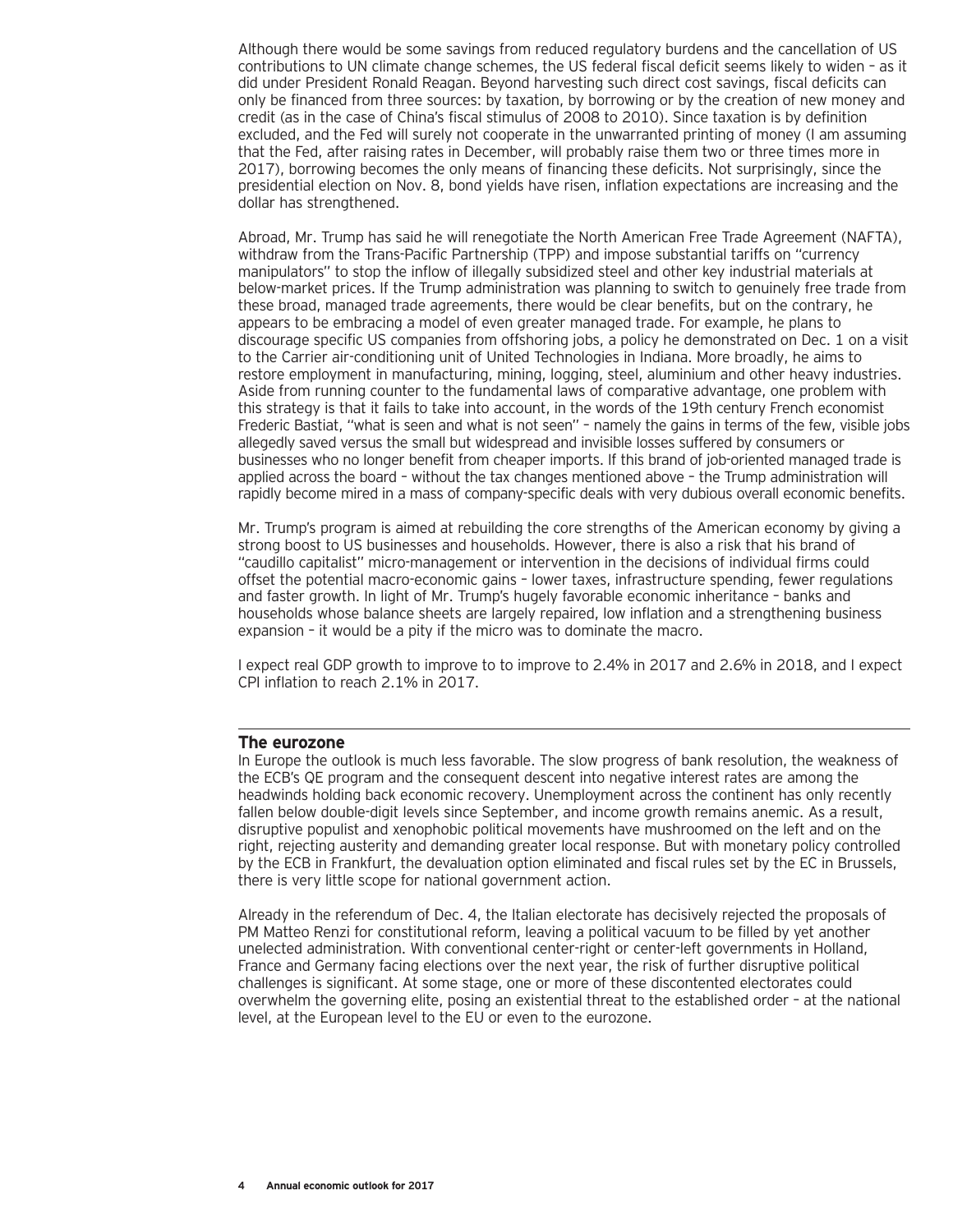Although there would be some savings from reduced regulatory burdens and the cancellation of US contributions to UN climate change schemes, the US federal fiscal deficit seems likely to widen – as it did under President Ronald Reagan. Beyond harvesting such direct cost savings, fiscal deficits can only be financed from three sources: by taxation, by borrowing or by the creation of new money and credit (as in the case of China's fiscal stimulus of 2008 to 2010). Since taxation is by definition excluded, and the Fed will surely not cooperate in the unwarranted printing of money (I am assuming that the Fed, after raising rates in December, will probably raise them two or three times more in 2017), borrowing becomes the only means of financing these deficits. Not surprisingly, since the presidential election on Nov. 8, bond yields have risen, inflation expectations are increasing and the dollar has strengthened.

Abroad, Mr. Trump has said he will renegotiate the North American Free Trade Agreement (NAFTA), withdraw from the Trans-Pacific Partnership (TPP) and impose substantial tariffs on "currency manipulators" to stop the inflow of illegally subsidized steel and other key industrial materials at below-market prices. If the Trump administration was planning to switch to genuinely free trade from these broad, managed trade agreements, there would be clear benefits, but on the contrary, he appears to be embracing a model of even greater managed trade. For example, he plans to discourage specific US companies from offshoring jobs, a policy he demonstrated on Dec. 1 on a visit to the Carrier air-conditioning unit of United Technologies in Indiana. More broadly, he aims to restore employment in manufacturing, mining, logging, steel, aluminium and other heavy industries. Aside from running counter to the fundamental laws of comparative advantage, one problem with this strategy is that it fails to take into account, in the words of the 19th century French economist Frederic Bastiat, "what is seen and what is not seen" – namely the gains in terms of the few, visible jobs allegedly saved versus the small but widespread and invisible losses suffered by consumers or businesses who no longer benefit from cheaper imports. If this brand of job-oriented managed trade is applied across the board – without the tax changes mentioned above – the Trump administration will rapidly become mired in a mass of company-specific deals with very dubious overall economic benefits.

Mr. Trump's program is aimed at rebuilding the core strengths of the American economy by giving a strong boost to US businesses and households. However, there is also a risk that his brand of "caudillo capitalist" micro-management or intervention in the decisions of individual firms could offset the potential macro-economic gains – lower taxes, infrastructure spending, fewer regulations and faster growth. In light of Mr. Trump's hugely favorable economic inheritance – banks and households whose balance sheets are largely repaired, low inflation and a strengthening business expansion – it would be a pity if the micro was to dominate the macro.

I expect real GDP growth to improve to to improve to 2.4% in 2017 and 2.6% in 2018, and I expect CPI inflation to reach 2.1% in 2017.

## The eurozone

In Europe the outlook is much less favorable. The slow progress of bank resolution, the weakness of the ECB's QE program and the consequent descent into negative interest rates are among the headwinds holding back economic recovery. Unemployment across the continent has only recently fallen below double-digit levels since September, and income growth remains anemic. As a result, disruptive populist and xenophobic political movements have mushroomed on the left and on the right, rejecting austerity and demanding greater local response. But with monetary policy controlled by the ECB in Frankfurt, the devaluation option eliminated and fiscal rules set by the EC in Brussels, there is very little scope for national government action.

Already in the referendum of Dec. 4, the Italian electorate has decisively rejected the proposals of PM Matteo Renzi for constitutional reform, leaving a political vacuum to be filled by yet another unelected administration. With conventional center-right or center-left governments in Holland, France and Germany facing elections over the next year, the risk of further disruptive political challenges is significant. At some stage, one or more of these discontented electorates could overwhelm the governing elite, posing an existential threat to the established order – at the national level, at the European level to the EU or even to the eurozone.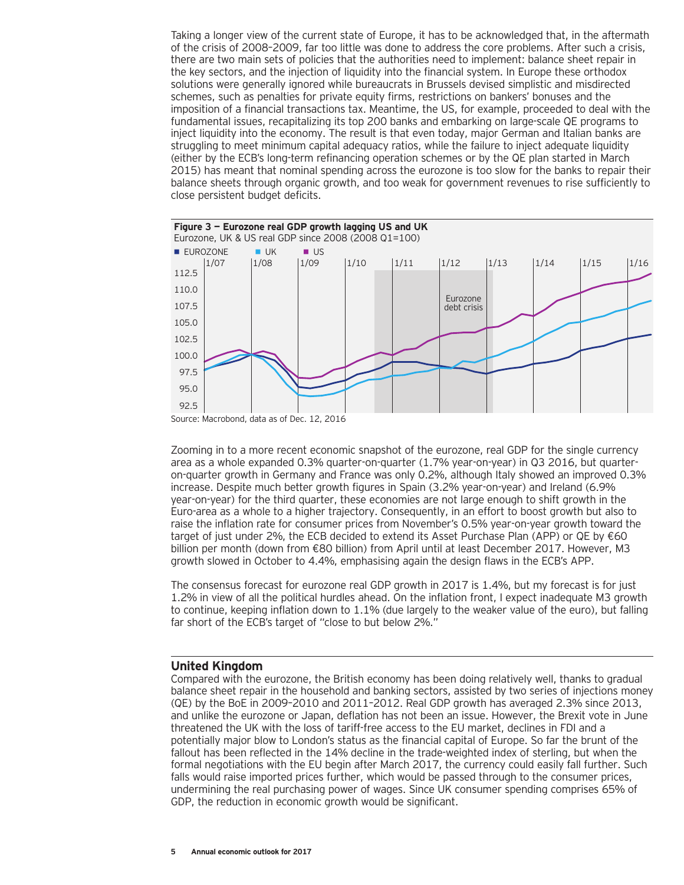Taking a longer view of the current state of Europe, it has to be acknowledged that, in the aftermath of the crisis of 2008–2009, far too little was done to address the core problems. After such a crisis, there are two main sets of policies that the authorities need to implement: balance sheet repair in the key sectors, and the injection of liquidity into the financial system. In Europe these orthodox solutions were generally ignored while bureaucrats in Brussels devised simplistic and misdirected schemes, such as penalties for private equity firms, restrictions on bankers' bonuses and the imposition of a financial transactions tax. Meantime, the US, for example, proceeded to deal with the fundamental issues, recapitalizing its top 200 banks and embarking on large-scale QE programs to inject liquidity into the economy. The result is that even today, major German and Italian banks are struggling to meet minimum capital adequacy ratios, while the failure to inject adequate liquidity (either by the ECB's long-term refinancing operation schemes or by the QE plan started in March 2015) has meant that nominal spending across the eurozone is too slow for the banks to repair their balance sheets through organic growth, and too weak for government revenues to rise sufficiently to close persistent budget deficits.

**Figure 3 — Eurozone real GDP growth lagging US and UK**

Eurozone, UK & US real GDP since 2008 (2008 Q1=100)

Source: Macrobond, data as of Dec. 12, 2016

Zooming in to a more recent economic snapshot of the eurozone, real GDP for the single currency area as a whole expanded 0.3% quarter-on-quarter (1.7% year-on-year) in Q3 2016, but quarter-on-quarter growth in Germany and France was only 0.2%, although Italy showed an improved 0.3% increase. Despite much better growth figures in Spain (3.2% year-on-year) and Ireland (6.9% year-on-year) for the third quarter, these economies are not large enough to shift growth in the Euro-area as a whole to a higher trajectory. Consequently, in an effort to boost growth but also to raise the inflation rate for consumer prices from November's 0.5% year-on-year growth toward the target of just under 2%, the ECB decided to extend its Asset Purchase Plan (APP) or QE by €60 billion per month (down from €80 billion) from April until at least December 2017. However, M3 growth slowed in October to 4.4%, emphasising again the design flaws in the ECB's APP.

The consensus forecast for eurozone real GDP growth in 2017 is 1.4%, but my forecast is for just 1.2% in view of all the political hurdles ahead. On the inflation front, I expect inadequate M3 growth to continue, keeping inflation down to 1.1% (due largely to the weaker value of the euro), but falling far short of the ECB's target of "close to but below 2%."

## United Kingdom

Compared with the eurozone, the British economy has been doing relatively well, thanks to gradual balance sheet repair in the household and banking sectors, assisted by two series of injections money (QE) by the BoE in 2009–2010 and 2011–2012. Real GDP growth has averaged 2.3% since 2013, and unlike the eurozone or Japan, deflation has not been an issue. However, the Brexit vote in June threatened the UK with the loss of tariff-free access to the EU market, declines in FDI and a potentially major blow to London's status as the financial capital of Europe. So far the brunt of the fallout has been reflected in the 14% decline in the trade-weighted index of sterling, but when the formal negotiations with the EU begin after March 2017, the currency could easily fall further. Such falls would raise imported prices further, which would be passed through to the consumer prices, undermining the real purchasing power of wages. Since UK consumer spending comprises 65% of GDP, the reduction in economic growth would be significant.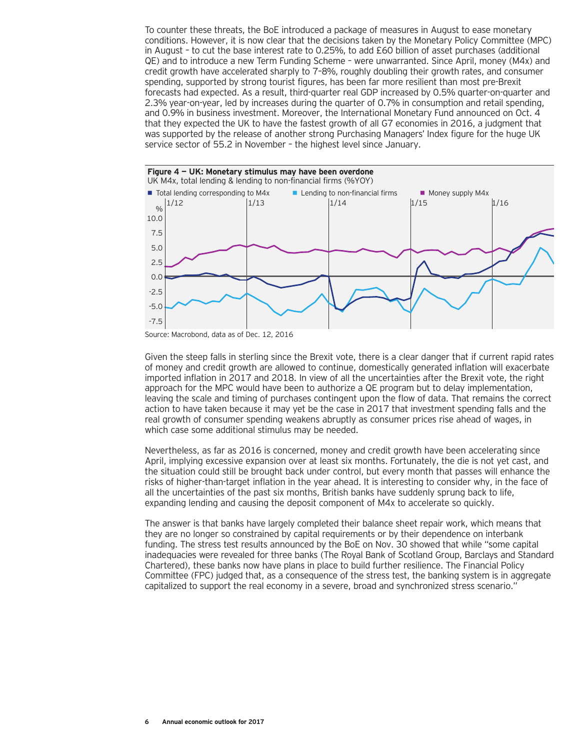To counter these threats, the BoE introduced a package of measures in August to ease monetary conditions. However, it is now clear that the decisions taken by the Monetary Policy Committee (MPC) in August – to cut the base interest rate to 0.25%, to add £60 billion of asset purchases (additional QE) and to introduce a new Term Funding Scheme – were unwarranted. Since April, money (M4x) and credit growth have accelerated sharply to 7–8%, roughly doubling their growth rates, and consumer spending, supported by strong tourist figures, has been far more resilient than most pre-Brexit forecasts had expected. As a result, third-quarter real GDP increased by 0.5% quarter-on-quarter and 2.3% year-on-year, led by increases during the quarter of 0.7% in consumption and retail spending, and 0.9% in business investment. Moreover, the International Monetary Fund announced on Oct. 4 that they expected the UK to have the fastest growth of all G7 economies in 2016, a judgment that was supported by the release of another strong Purchasing Managers' Index figure for the huge UK service sector of 55.2 in November – the highest level since January.

**Figure 4 — UK: Monetary stimulus may have been overdone**

UK M4x, total lending & lending to non-financial firms (%YOY)

Source: Macrobond, data as of Dec. 12, 2016

Given the steep falls in sterling since the Brexit vote, there is a clear danger that if current rapid rates of money and credit growth are allowed to continue, domestically generated inflation will exacerbate imported inflation in 2017 and 2018. In view of all the uncertainties after the Brexit vote, the right approach for the MPC would have been to authorize a QE program but to delay implementation, leaving the scale and timing of purchases contingent upon the flow of data. That remains the correct action to have taken because it may yet be the case in 2017 that investment spending falls and the real growth of consumer spending weakens abruptly as consumer prices rise ahead of wages, in which case some additional stimulus may be needed.

Nevertheless, as far as 2016 is concerned, money and credit growth have been accelerating since April, implying excessive expansion over at least six months. Fortunately, the die is not yet cast, and the situation could still be brought back under control, but every month that passes will enhance the risks of higher-than-target inflation in the year ahead. It is interesting to consider why, in the face of all the uncertainties of the past six months, British banks have suddenly sprung back to life, expanding lending and causing the deposit component of M4x to accelerate so quickly.

The answer is that banks have largely completed their balance sheet repair work, which means that they are no longer so constrained by capital requirements or by their dependence on interbank funding. The stress test results announced by the BoE on Nov. 30 showed that while "some capital inadequacies were revealed for three banks (The Royal Bank of Scotland Group, Barclays and Standard Chartered), these banks now have plans in place to build further resilience. The Financial Policy Committee (FPC) judged that, as a consequence of the stress test, the banking system is in aggregate capitalized to support the real economy in a severe, broad and synchronized stress scenario."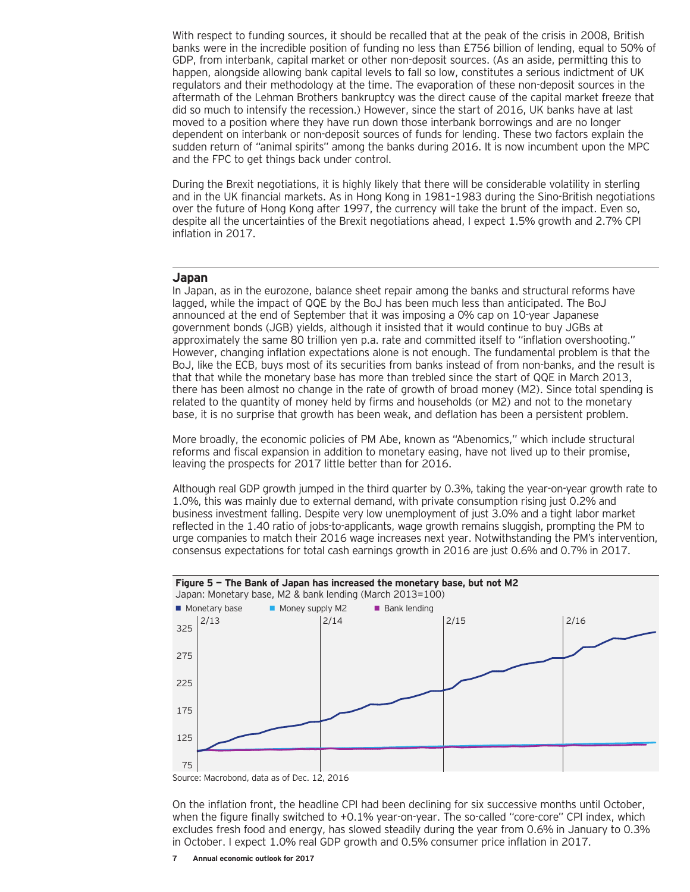With respect to funding sources, it should be recalled that at the peak of the crisis in 2008, British banks were in the incredible position of funding no less than £756 billion of lending, equal to 50% of GDP, from interbank, capital market or other non-deposit sources. (As an aside, permitting this to happen, alongside allowing bank capital levels to fall so low, constitutes a serious indictment of UK regulators and their methodology at the time. The evaporation of these non-deposit sources in the aftermath of the Lehman Brothers bankruptcy was the direct cause of the capital market freeze that did so much to intensify the recession.) However, since the start of 2016, UK banks have at last moved to a position where they have run down those interbank borrowings and are no longer dependent on interbank or non-deposit sources of funds for lending. These two factors explain the sudden return of "animal spirits" among the banks during 2016. It is now incumbent upon the MPC and the FPC to get things back under control.

During the Brexit negotiations, it is highly likely that there will be considerable volatility in sterling and in the UK financial markets. As in Hong Kong in 1981–1983 during the Sino-British negotiations over the future of Hong Kong after 1997, the currency will take the brunt of the impact. Even so, despite all the uncertainties of the Brexit negotiations ahead, I expect 1.5% growth and 2.7% CPI inflation in 2017.

## Japan

In Japan, as in the eurozone, balance sheet repair among the banks and structural reforms have lagged, while the impact of QQE by the BoJ has been much less than anticipated. The BoJ announced at the end of September that it was imposing a 0% cap on 10-year Japanese government bonds (JGB) yields, although it insisted that it would continue to buy JGBs at approximately the same 80 trillion yen p.a. rate and committed itself to "inflation overshooting." However, changing inflation expectations alone is not enough. The fundamental problem is that the BoJ, like the ECB, buys most of its securities from banks instead of from non-banks, and the result is that that while the monetary base has more than trebled since the start of QQE in March 2013, there has been almost no change in the rate of growth of broad money (M2). Since total spending is related to the quantity of money held by firms and households (or M2) and not to the monetary base, it is no surprise that growth has been weak, and deflation has been a persistent problem.

More broadly, the economic policies of PM Abe, known as "Abenomics," which include structural reforms and fiscal expansion in addition to monetary easing, have not lived up to their promise, leaving the prospects for 2017 little better than for 2016.

Although real GDP growth jumped in the third quarter by 0.3%, taking the year-on-year growth rate to 1.0%, this was mainly due to external demand, with private consumption rising just 0.2% and business investment falling. Despite very low unemployment of just 3.0% and a tight labor market reflected in the 1.40 ratio of jobs-to-applicants, wage growth remains sluggish, prompting the PM to urge companies to match their 2016 wage increases next year. Notwithstanding the PM's intervention, consensus expectations for total cash earnings growth in 2016 are just 0.6% and 0.7% in 2017.

**Figure 5 — The Bank of Japan has increased the monetary base, but not M2**

Japan: Monetary base, M2 & bank lending (March 2013=100)

Source: Macrobond, data as of Dec. 12, 2016

On the inflation front, the headline CPI had been declining for six successive months until October, when the figure finally switched to +0.1% year-on-year. The so-called "core-core" CPI index, which excludes fresh food and energy, has slowed steadily during the year from 0.6% in January to 0.3% in October. I expect 1.0% real GDP growth and 0.5% consumer price inflation in 2017.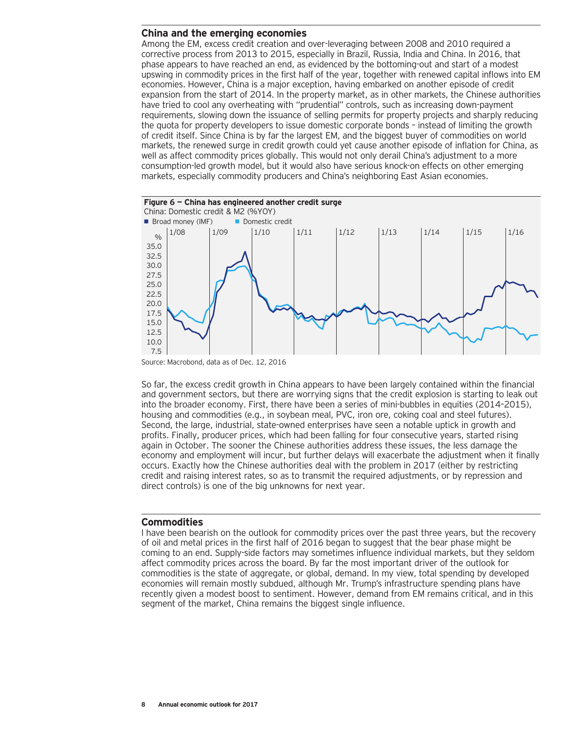## China and the emerging economies

Among the EM, excess credit creation and over-leveraging between 2008 and 2010 required a corrective process from 2013 to 2015, especially in Brazil, Russia, India and China. In 2016, that phase appears to have reached an end, as evidenced by the bottoming-out and start of a modest upswing in commodity prices in the first half of the year, together with renewed capital inflows into EM economies. However, China is a major exception, having embarked on another episode of credit expansion from the start of 2014. In the property market, as in other markets, the Chinese authorities have tried to cool any overheating with "prudential" controls, such as increasing down-payment requirements, slowing down the issuance of selling permits for property projects and sharply reducing the quota for property developers to issue domestic corporate bonds – instead of limiting the growth of credit itself. Since China is by far the largest EM, and the biggest buyer of commodities on world markets, the renewed surge in credit growth could yet cause another episode of inflation for China, as well as affect commodity prices globally. This would not only derail China's adjustment to a more consumption-led growth model, but it would also have serious knock-on effects on other emerging markets, especially commodity producers and China's neighboring East Asian economies.

**Figure 6 — China has engineered another credit surge**

China: Domestic credit & M2 (%YOY)

Source: Macrobond, data as of Dec. 12, 2016

So far, the excess credit growth in China appears to have been largely contained within the financial and government sectors, but there are worrying signs that the credit explosion is starting to leak out into the broader economy. First, there have been a series of mini-bubbles in equities (2014–2015), housing and commodities (e.g., in soybean meal, PVC, iron ore, coking coal and steel futures). Second, the large, industrial, state-owned enterprises have seen a notable uptick in growth and profits. Finally, producer prices, which had been falling for four consecutive years, started rising again in October. The sooner the Chinese authorities address these issues, the less damage the economy and employment will incur, but further delays will exacerbate the adjustment when it finally occurs. Exactly how the Chinese authorities deal with the problem in 2017 (either by restricting credit and raising interest rates, so as to transmit the required adjustments, or by repression and direct controls) is one of the big unknowns for next year.

## Commodities

I have been bearish on the outlook for commodity prices over the past three years, but the recovery of oil and metal prices in the first half of 2016 began to suggest that the bear phase might be coming to an end. Supply-side factors may sometimes influence individual markets, but they seldom affect commodity prices across the board. By far the most important driver of the outlook for commodities is the state of aggregate, or global, demand. In my view, total spending by developed economies will remain mostly subdued, although Mr. Trump's infrastructure spending plans have recently given a modest boost to sentiment. However, demand from EM remains critical, and in this segment of the market, China remains the biggest single influence.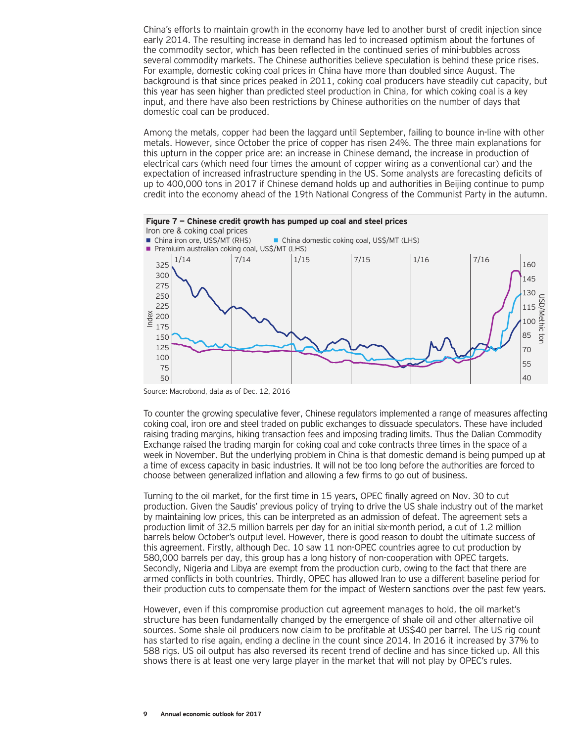China's efforts to maintain growth in the economy have led to another burst of credit injection since early 2014. The resulting increase in demand has led to increased optimism about the fortunes of the commodity sector, which has been reflected in the continued series of mini-bubbles across several commodity markets. The Chinese authorities believe speculation is behind these price rises. For example, domestic coking coal prices in China have more than doubled since August. The background is that since prices peaked in 2011, coking coal producers have steadily cut capacity, but this year has seen higher than predicted steel production in China, for which coking coal is a key input, and there have also been restrictions by Chinese authorities on the number of days that domestic coal can be produced.

Among the metals, copper had been the laggard until September, failing to bounce in-line with other metals. However, since October the price of copper has risen 24%. The three main explanations for this upturn in the copper price are: an increase in Chinese demand, the increase in production of electrical cars (which need four times the amount of copper wiring as a conventional car) and the expectation of increased infrastructure spending in the US. Some analysts are forecasting deficits of up to 400,000 tons in 2017 if Chinese demand holds up and authorities in Beijing continue to pump credit into the economy ahead of the 19th National Congress of the Communist Party in the autumn.

**Figure 7 — Chinese credit growth has pumped up coal and steel prices**

Iron ore & coking coal prices

- China iron ore, US$/MT (RHS)
- China domestic coking coal, US$/MT (LHS)
- Premiuim australian coking coal, US$/MT (LHS)

Source: Macrobond, data as of Dec. 12, 2016

To counter the growing speculative fever, Chinese regulators implemented a range of measures affecting coking coal, iron ore and steel traded on public exchanges to dissuade speculators. These have included raising trading margins, hiking transaction fees and imposing trading limits. Thus the Dalian Commodity Exchange raised the trading margin for coking coal and coke contracts three times in the space of a week in November. But the underlying problem in China is that domestic demand is being pumped up at a time of excess capacity in basic industries. It will not be too long before the authorities are forced to choose between generalized inflation and allowing a few firms to go out of business.

Turning to the oil market, for the first time in 15 years, OPEC finally agreed on Nov. 30 to cut production. Given the Saudis' previous policy of trying to drive the US shale industry out of the market by maintaining low prices, this can be interpreted as an admission of defeat. The agreement sets a production limit of 32.5 million barrels per day for an initial six-month period, a cut of 1.2 million barrels below October's output level. However, there is good reason to doubt the ultimate success of this agreement. Firstly, although Dec. 10 saw 11 non-OPEC countries agree to cut production by 580,000 barrels per day, this group has a long history of non-cooperation with OPEC targets. Secondly, Nigeria and Libya are exempt from the production curb, owing to the fact that there are armed conflicts in both countries. Thirdly, OPEC has allowed Iran to use a different baseline period for their production cuts to compensate them for the impact of Western sanctions over the past few years.

However, even if this compromise production cut agreement manages to hold, the oil market's structure has been fundamentally changed by the emergence of shale oil and other alternative oil sources. Some shale oil producers now claim to be profitable at US$40 per barrel. The US rig count has started to rise again, ending a decline in the count since 2014. In 2016 it increased by 37% to 588 rigs. US oil output has also reversed its recent trend of decline and has since ticked up. All this shows there is at least one very large player in the market that will not play by OPEC's rules.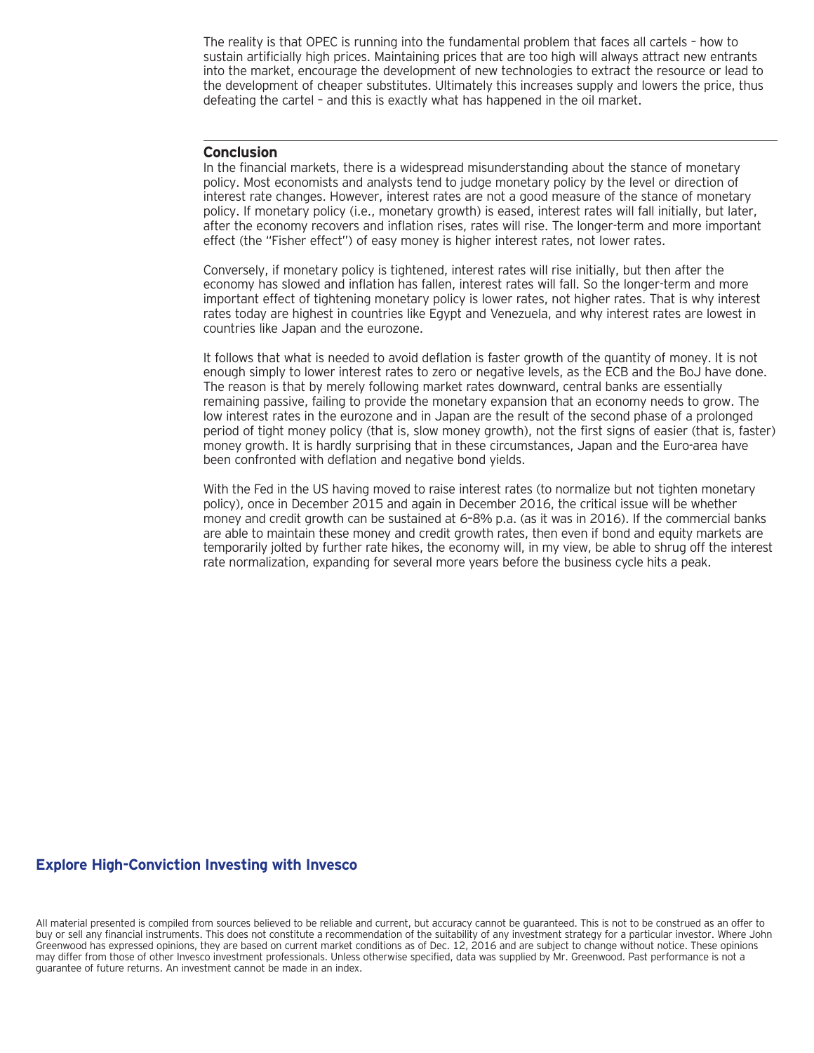The reality is that OPEC is running into the fundamental problem that faces all cartels – how to sustain artificially high prices. Maintaining prices that are too high will always attract new entrants into the market, encourage the development of new technologies to extract the resource or lead to the development of cheaper substitutes. Ultimately this increases supply and lowers the price, thus defeating the cartel – and this is exactly what has happened in the oil market.

## Conclusion

In the financial markets, there is a widespread misunderstanding about the stance of monetary policy. Most economists and analysts tend to judge monetary policy by the level or direction of interest rate changes. However, interest rates are not a good measure of the stance of monetary policy. If monetary policy (i.e., monetary growth) is eased, interest rates will fall initially, but later, after the economy recovers and inflation rises, rates will rise. The longer-term and more important effect (the "Fisher effect") of easy money is higher interest rates, not lower rates.

Conversely, if monetary policy is tightened, interest rates will rise initially, but then after the economy has slowed and inflation has fallen, interest rates will fall. So the longer-term and more important effect of tightening monetary policy is lower rates, not higher rates. That is why interest rates today are highest in countries like Egypt and Venezuela, and why interest rates are lowest in countries like Japan and the eurozone.

It follows that what is needed to avoid deflation is faster growth of the quantity of money. It is not enough simply to lower interest rates to zero or negative levels, as the ECB and the BoJ have done. The reason is that by merely following market rates downward, central banks are essentially remaining passive, failing to provide the monetary expansion that an economy needs to grow. The low interest rates in the eurozone and in Japan are the result of the second phase of a prolonged period of tight money policy (that is, slow money growth), not the first signs of easier (that is, faster) money growth. It is hardly surprising that in these circumstances, Japan and the Euro-area have been confronted with deflation and negative bond yields.

With the Fed in the US having moved to raise interest rates (to normalize but not tighten monetary policy), once in December 2015 and again in December 2016, the critical issue will be whether money and credit growth can be sustained at 6–8% p.a. (as it was in 2016). If the commercial banks are able to maintain these money and credit growth rates, then even if bond and equity markets are temporarily jolted by further rate hikes, the economy will, in my view, be able to shrug off the interest rate normalization, expanding for several more years before the business cycle hits a peak.

**Explore High-Conviction Investing with Invesco**

All material presented is compiled from sources believed to be reliable and current, but accuracy cannot be guaranteed. This is not to be construed as an offer to buy or sell any financial instruments. This does not constitute a recommendation of the suitability of any investment strategy for a particular investor. Where John Greenwood has expressed opinions, they are based on current market conditions as of Dec. 12, 2016 and are subject to change without notice. These opinions may differ from those of other Invesco investment professionals. Unless otherwise specified, data was supplied by Mr. Greenwood. Past performance is not a guarantee of future returns. An investment cannot be made in an index.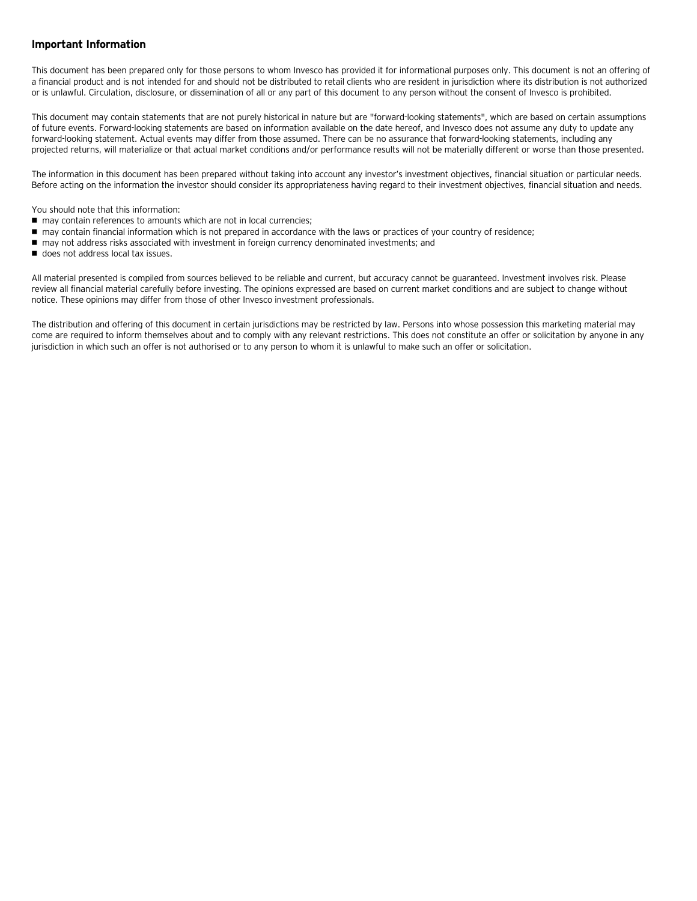**Important Information**

This document has been prepared only for those persons to whom Invesco has provided it for informational purposes only. This document is not an offering of a financial product and is not intended for and should not be distributed to retail clients who are resident in jurisdiction where its distribution is not authorized or is unlawful. Circulation, disclosure, or dissemination of all or any part of this document to any person without the consent of Invesco is prohibited.

This document may contain statements that are not purely historical in nature but are "forward-looking statements", which are based on certain assumptions of future events. Forward-looking statements are based on information available on the date hereof, and Invesco does not assume any duty to update any forward-looking statement. Actual events may differ from those assumed. There can be no assurance that forward-looking statements, including any projected returns, will materialize or that actual market conditions and/or performance results will not be materially different or worse than those presented.

The information in this document has been prepared without taking into account any investor's investment objectives, financial situation or particular needs. Before acting on the information the investor should consider its appropriateness having regard to their investment objectives, financial situation and needs.

You should note that this information:

- may contain references to amounts which are not in local currencies;
- may contain financial information which is not prepared in accordance with the laws or practices of your country of residence;
- may not address risks associated with investment in foreign currency denominated investments; and
- does not address local tax issues.

All material presented is compiled from sources believed to be reliable and current, but accuracy cannot be guaranteed. Investment involves risk. Please review all financial material carefully before investing. The opinions expressed are based on current market conditions and are subject to change without notice. These opinions may differ from those of other Invesco investment professionals.

The distribution and offering of this document in certain jurisdictions may be restricted by law. Persons into whose possession this marketing material may come are required to inform themselves about and to comply with any relevant restrictions. This does not constitute an offer or solicitation by anyone in any jurisdiction in which such an offer is not authorised or to any person to whom it is unlawful to make such an offer or solicitation.